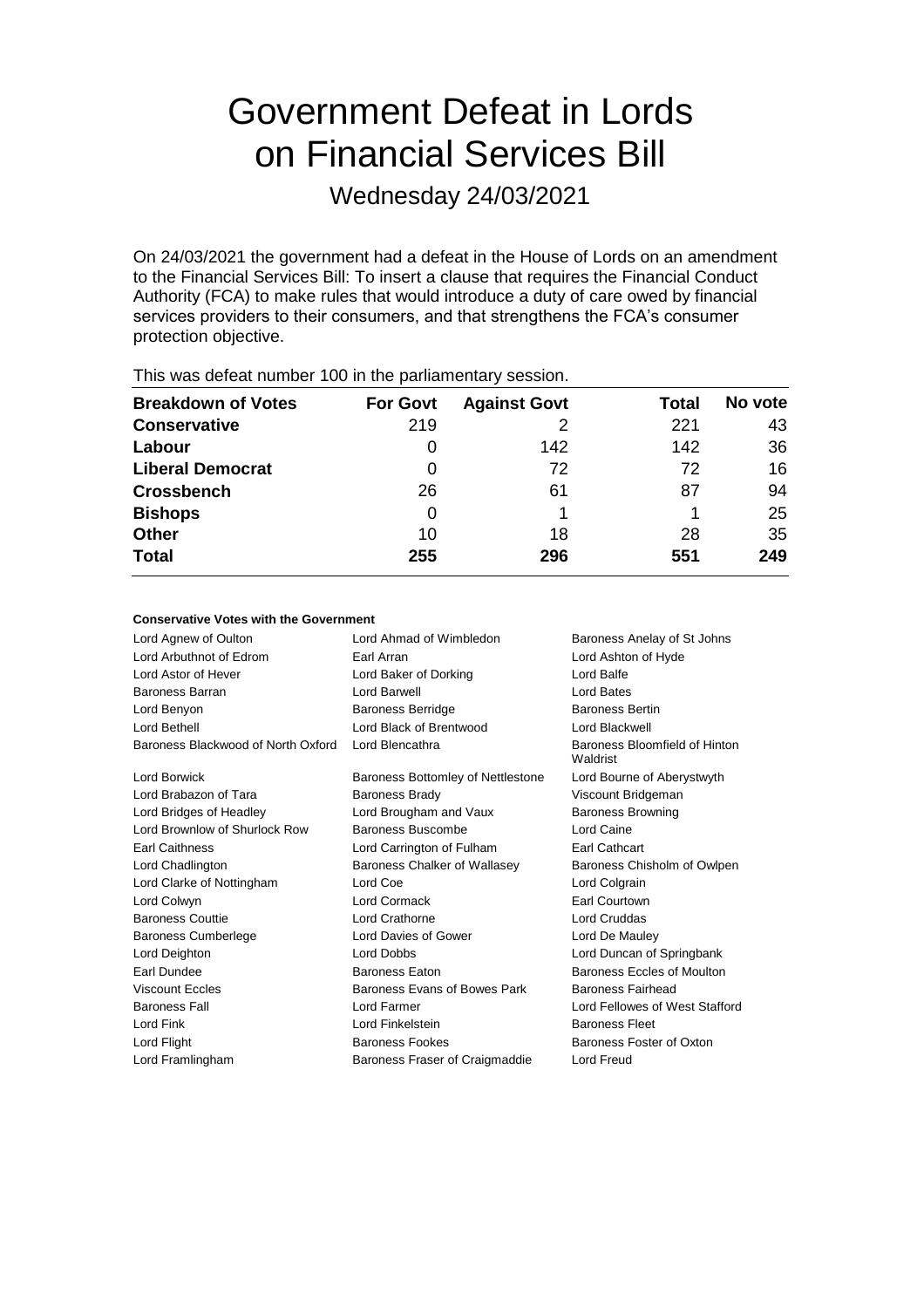# Government Defeat in Lords on Financial Services Bill

## Wednesday 24/03/2021

On 24/03/2021 the government had a defeat in the House of Lords on an amendment to the Financial Services Bill: To insert a clause that requires the Financial Conduct Authority (FCA) to make rules that would introduce a duty of care owed by financial services providers to their consumers, and that strengthens the FCA's consumer protection objective.

This was defeat number 100 in the parliamentary session.

| Breakdown of Votes | For Govt | Against Govt | Total | No vote |
|---|---|---|---|---|
| **Conservative** | 219 | 2 | 221 | 43 |
| **Labour** | 0 | 142 | 142 | 36 |
| **Liberal Democrat** | 0 | 72 | 72 | 16 |
| **Crossbench** | 26 | 61 | 87 | 94 |
| **Bishops** | 0 | 1 | 1 | 25 |
| **Other** | 10 | 18 | 28 | 35 |
| **Total** | **255** | **296** | **551** | **249** |

**Conservative Votes with the Government**

| | | |
|---|---|---|
| Lord Agnew of Oulton | Lord Ahmad of Wimbledon | Baroness Anelay of St Johns |
| Lord Arbuthnot of Edrom | Earl Arran | Lord Ashton of Hyde |
| Lord Astor of Hever | Lord Baker of Dorking | Lord Balfe |
| Baroness Barran | Lord Barwell | Lord Bates |
| Lord Benyon | Baroness Berridge | Baroness Bertin |
| Lord Bethell | Lord Black of Brentwood | Lord Blackwell |
| Baroness Blackwood of North Oxford | Lord Blencathra | Baroness Bloomfield of Hinton Waldrist |
| Lord Borwick | Baroness Bottomley of Nettlestone | Lord Bourne of Aberystwyth |
| Lord Brabazon of Tara | Baroness Brady | Viscount Bridgeman |
| Lord Bridges of Headley | Lord Brougham and Vaux | Baroness Browning |
| Lord Brownlow of Shurlock Row | Baroness Buscombe | Lord Caine |
| Earl Caithness | Lord Carrington of Fulham | Earl Cathcart |
| Lord Chadlington | Baroness Chalker of Wallasey | Baroness Chisholm of Owlpen |
| Lord Clarke of Nottingham | Lord Coe | Lord Colgrain |
| Lord Colwyn | Lord Cormack | Earl Courtown |
| Baroness Couttie | Lord Crathorne | Lord Cruddas |
| Baroness Cumberlege | Lord Davies of Gower | Lord De Mauley |
| Lord Deighton | Lord Dobbs | Lord Duncan of Springbank |
| Earl Dundee | Baroness Eaton | Baroness Eccles of Moulton |
| Viscount Eccles | Baroness Evans of Bowes Park | Baroness Fairhead |
| Baroness Fall | Lord Farmer | Lord Fellowes of West Stafford |
| Lord Fink | Lord Finkelstein | Baroness Fleet |
| Lord Flight | Baroness Fookes | Baroness Foster of Oxton |
| Lord Framlingham | Baroness Fraser of Craigmaddie | Lord Freud |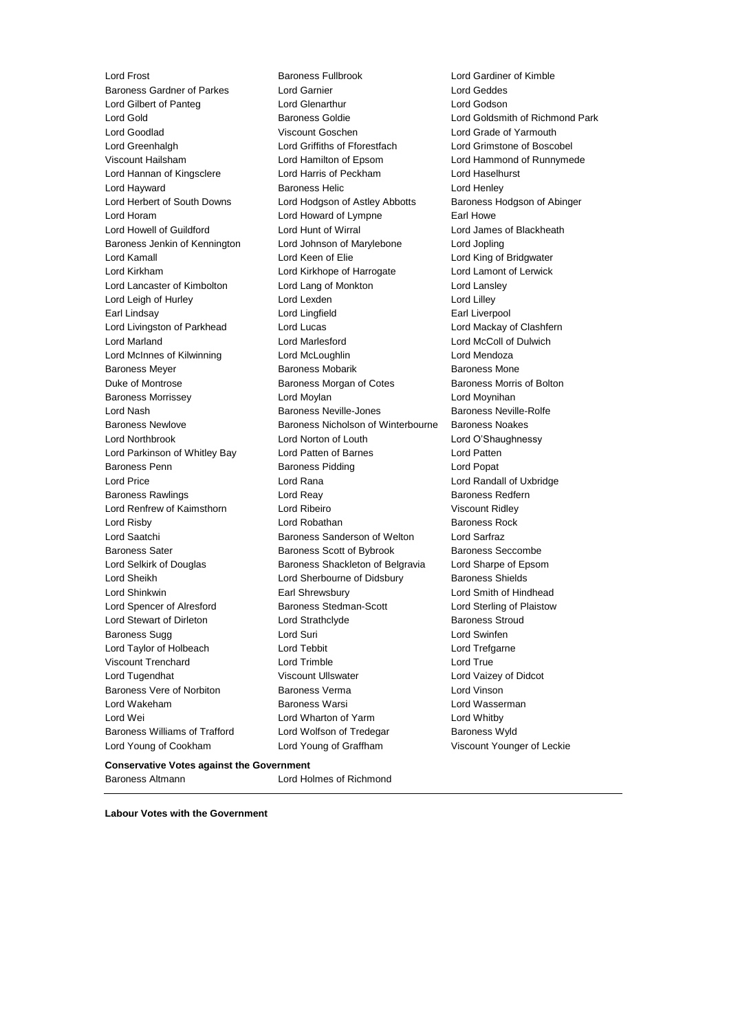Lord Frost
Baroness Fullbrook
Lord Gardiner of Kimble
Baroness Gardner of Parkes
Lord Garnier
Lord Geddes
Lord Gilbert of Panteg
Lord Glenarthur
Lord Godson
Lord Gold
Baroness Goldie
Lord Goldsmith of Richmond Park
Lord Goodlad
Viscount Goschen
Lord Grade of Yarmouth
Lord Greenhalgh
Lord Griffiths of Fforestfach
Lord Grimstone of Boscobel
Viscount Hailsham
Lord Hamilton of Epsom
Lord Hammond of Runnymede
Lord Hannan of Kingsclere
Lord Harris of Peckham
Lord Haselhurst
Lord Hayward
Baroness Helic
Lord Henley
Lord Herbert of South Downs
Lord Hodgson of Astley Abbotts
Baroness Hodgson of Abinger
Lord Horam
Lord Howard of Lympne
Earl Howe
Lord Howell of Guildford
Lord Hunt of Wirral
Lord James of Blackheath
Baroness Jenkin of Kennington
Lord Johnson of Marylebone
Lord Jopling
Lord Kamall
Lord Keen of Elie
Lord King of Bridgwater
Lord Kirkham
Lord Kirkhope of Harrogate
Lord Lamont of Lerwick
Lord Lancaster of Kimbolton
Lord Lang of Monkton
Lord Lansley
Lord Leigh of Hurley
Lord Lexden
Lord Lilley
Earl Lindsay
Lord Lingfield
Earl Liverpool
Lord Livingston of Parkhead
Lord Lucas
Lord Mackay of Clashfern
Lord Marland
Lord Marlesford
Lord McColl of Dulwich
Lord McInnes of Kilwinning
Lord McLoughlin
Lord Mendoza
Baroness Meyer
Baroness Mobarik
Baroness Mone
Duke of Montrose
Baroness Morgan of Cotes
Baroness Morris of Bolton
Baroness Morrissey
Lord Moylan
Lord Moynihan
Lord Nash
Baroness Neville-Jones
Baroness Neville-Rolfe
Baroness Newlove
Baroness Nicholson of Winterbourne
Baroness Noakes
Lord Northbrook
Lord Norton of Louth
Lord O'Shaughnessy
Lord Parkinson of Whitley Bay
Lord Patten of Barnes
Lord Patten
Baroness Penn
Baroness Pidding
Lord Popat
Lord Price
Lord Rana
Lord Randall of Uxbridge
Baroness Rawlings
Lord Reay
Baroness Redfern
Lord Renfrew of Kaimsthorn
Lord Ribeiro
Viscount Ridley
Lord Risby
Lord Robathan
Baroness Rock
Lord Saatchi
Baroness Sanderson of Welton
Lord Sarfraz
Baroness Sater
Baroness Scott of Bybrook
Baroness Seccombe
Lord Selkirk of Douglas
Baroness Shackleton of Belgravia
Lord Sharpe of Epsom
Lord Sheikh
Lord Sherbourne of Didsbury
Baroness Shields
Lord Shinkwin
Earl Shrewsbury
Lord Smith of Hindhead
Lord Spencer of Alresford
Baroness Stedman-Scott
Lord Sterling of Plaistow
Lord Stewart of Dirleton
Lord Strathclyde
Baroness Stroud
Baroness Sugg
Lord Suri
Lord Swinfen
Lord Taylor of Holbeach
Lord Tebbit
Lord Trefgarne
Viscount Trenchard
Lord Trimble
Lord True
Lord Tugendhat
Viscount Ullswater
Lord Vaizey of Didcot
Baroness Vere of Norbiton
Baroness Verma
Lord Vinson
Lord Wakeham
Baroness Warsi
Lord Wasserman
Lord Wei
Lord Wharton of Yarm
Lord Whitby
Baroness Williams of Trafford
Lord Wolfson of Tredegar
Baroness Wyld
Lord Young of Cookham
Lord Young of Graffham
Viscount Younger of Leckie

**Conservative Votes against the Government**

Baroness Altmann
Lord Holmes of Richmond

---

**Labour Votes with the Government**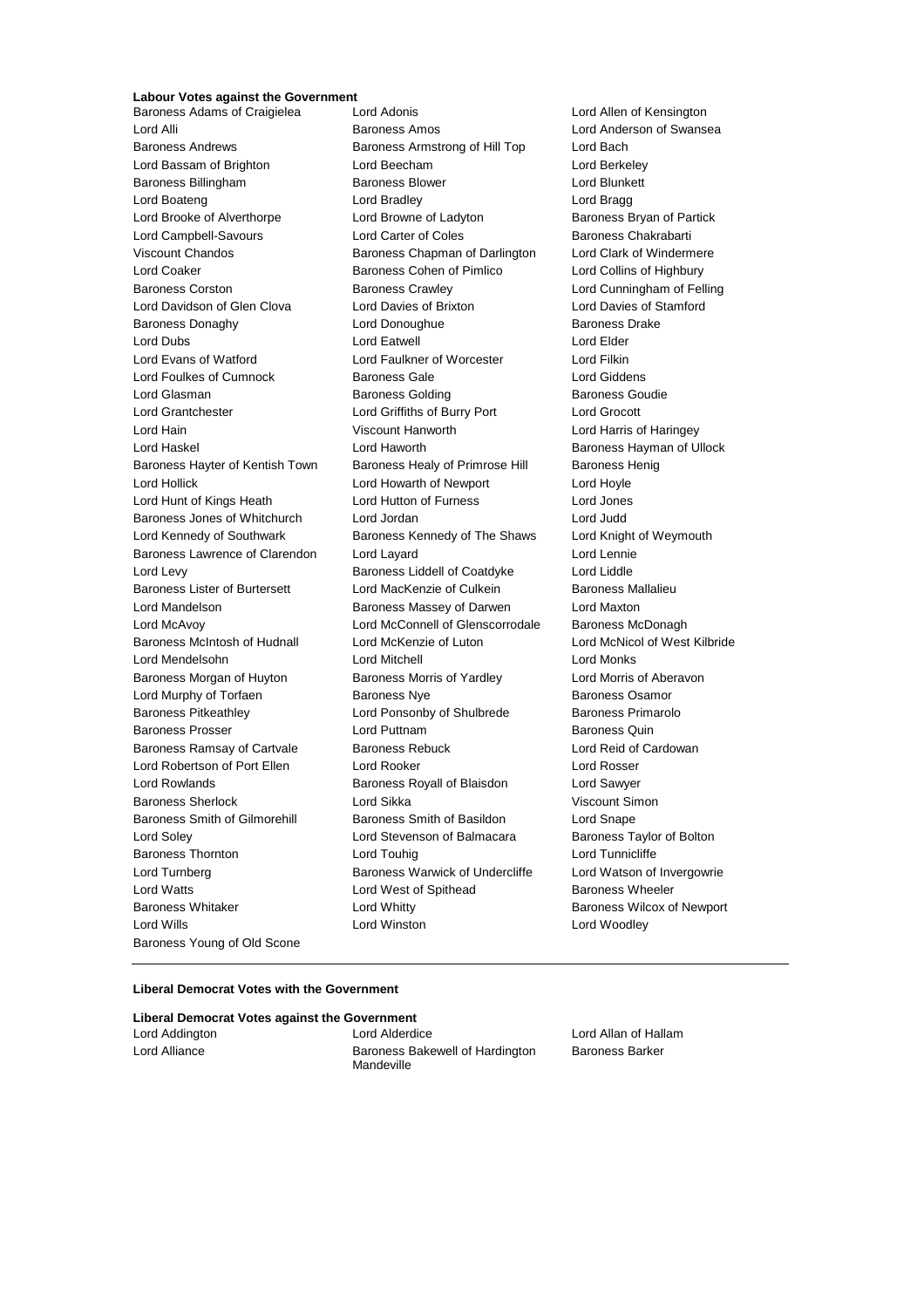**Labour Votes against the Government**

Baroness Adams of Craigielea, Lord Adonis, Lord Allen of Kensington, Lord Alli, Baroness Amos, Lord Anderson of Swansea, Baroness Andrews, Baroness Armstrong of Hill Top, Lord Bach, Lord Bassam of Brighton, Lord Beecham, Lord Berkeley, Baroness Billingham, Baroness Blower, Lord Blunkett, Lord Boateng, Lord Bradley, Lord Bragg, Lord Brooke of Alverthorpe, Lord Browne of Ladyton, Baroness Bryan of Partick, Lord Campbell-Savours, Lord Carter of Coles, Baroness Chakrabarti, Viscount Chandos, Baroness Chapman of Darlington, Lord Clark of Windermere, Lord Coaker, Baroness Cohen of Pimlico, Lord Collins of Highbury, Baroness Corston, Baroness Crawley, Lord Cunningham of Felling, Lord Davidson of Glen Clova, Lord Davies of Brixton, Lord Davies of Stamford, Baroness Donaghy, Lord Donoughue, Baroness Drake, Lord Dubs, Lord Eatwell, Lord Elder, Lord Evans of Watford, Lord Faulkner of Worcester, Lord Filkin, Lord Foulkes of Cumnock, Baroness Gale, Lord Giddens, Lord Glasman, Baroness Golding, Baroness Goudie, Lord Grantchester, Lord Griffiths of Burry Port, Lord Grocott, Lord Hain, Viscount Hanworth, Lord Harris of Haringey, Lord Haskel, Lord Haworth, Baroness Hayman of Ullock, Baroness Hayter of Kentish Town, Baroness Healy of Primrose Hill, Baroness Henig, Lord Hollick, Lord Howarth of Newport, Lord Hoyle, Lord Hunt of Kings Heath, Lord Hutton of Furness, Lord Jones, Baroness Jones of Whitchurch, Lord Jordan, Lord Judd, Lord Kennedy of Southwark, Baroness Kennedy of The Shaws, Lord Knight of Weymouth, Baroness Lawrence of Clarendon, Lord Layard, Lord Lennie, Lord Levy, Baroness Liddell of Coatdyke, Lord Liddle, Baroness Lister of Burtersett, Lord MacKenzie of Culkein, Baroness Mallalieu, Lord Mandelson, Baroness Massey of Darwen, Lord Maxton, Lord McAvoy, Lord McConnell of Glenscorrodale, Baroness McDonagh, Baroness McIntosh of Hudnall, Lord McKenzie of Luton, Lord McNicol of West Kilbride, Lord Mendelsohn, Lord Mitchell, Lord Monks, Baroness Morgan of Huyton, Baroness Morris of Yardley, Lord Morris of Aberavon, Lord Murphy of Torfaen, Baroness Nye, Baroness Osamor, Baroness Pitkeathley, Lord Ponsonby of Shulbrede, Baroness Primarolo, Baroness Prosser, Lord Puttnam, Baroness Quin, Baroness Ramsay of Cartvale, Baroness Rebuck, Lord Reid of Cardowan, Lord Robertson of Port Ellen, Lord Rooker, Lord Rosser, Lord Rowlands, Baroness Royall of Blaisdon, Lord Sawyer, Baroness Sherlock, Lord Sikka, Viscount Simon, Baroness Smith of Gilmorehill, Baroness Smith of Basildon, Lord Snape, Lord Soley, Lord Stevenson of Balmacara, Baroness Taylor of Bolton, Baroness Thornton, Lord Touhig, Lord Tunnicliffe, Lord Turnberg, Baroness Warwick of Undercliffe, Lord Watson of Invergowrie, Lord Watts, Lord West of Spithead, Baroness Wheeler, Baroness Whitaker, Lord Whitty, Baroness Wilcox of Newport, Lord Wills, Lord Winston, Lord Woodley, Baroness Young of Old Scone

---

**Liberal Democrat Votes with the Government**

**Liberal Democrat Votes against the Government**

Lord Addington, Lord Alderdice, Lord Allan of Hallam, Lord Alliance, Baroness Bakewell of Hardington Mandeville, Baroness Barker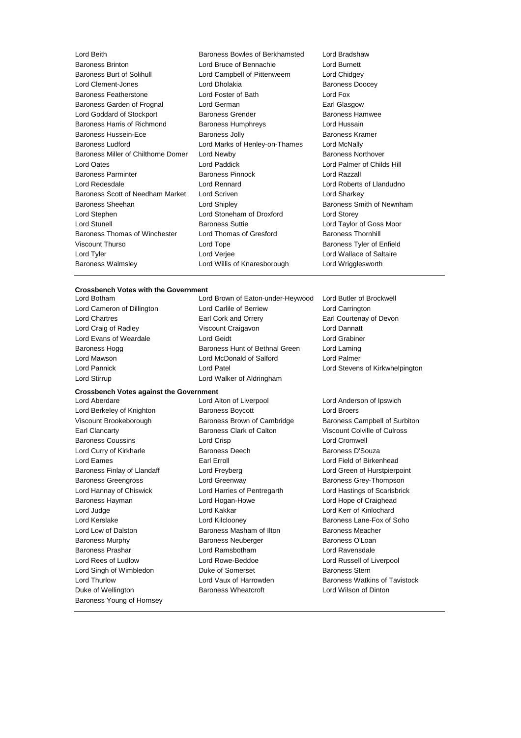Lord Beith
Baroness Bowles of Berkhamsted
Lord Bradshaw
Baroness Brinton
Lord Bruce of Bennachie
Lord Burnett
Baroness Burt of Solihull
Lord Campbell of Pittenweem
Lord Chidgey
Lord Clement-Jones
Lord Dholakia
Baroness Doocey
Baroness Featherstone
Lord Foster of Bath
Lord Fox
Baroness Garden of Frognal
Lord German
Earl Glasgow
Lord Goddard of Stockport
Baroness Grender
Baroness Hamwee
Baroness Harris of Richmond
Baroness Humphreys
Lord Hussain
Baroness Hussein-Ece
Baroness Jolly
Baroness Kramer
Baroness Ludford
Lord Marks of Henley-on-Thames
Lord McNally
Baroness Miller of Chilthorne Domer
Lord Newby
Baroness Northover
Lord Oates
Lord Paddick
Lord Palmer of Childs Hill
Baroness Parminter
Baroness Pinnock
Lord Razzall
Lord Redesdale
Lord Rennard
Lord Roberts of Llandudno
Baroness Scott of Needham Market
Lord Scriven
Lord Sharkey
Baroness Sheehan
Lord Shipley
Baroness Smith of Newnham
Lord Stephen
Lord Stoneham of Droxford
Lord Storey
Lord Stunell
Baroness Suttie
Lord Taylor of Goss Moor
Baroness Thomas of Winchester
Lord Thomas of Gresford
Baroness Thornhill
Viscount Thurso
Lord Tope
Baroness Tyler of Enfield
Lord Tyler
Lord Verjee
Lord Wallace of Saltaire
Baroness Walmsley
Lord Willis of Knaresborough
Lord Wrigglesworth

---

**Crossbench Votes with the Government**

Lord Botham
Lord Brown of Eaton-under-Heywood
Lord Butler of Brockwell
Lord Cameron of Dillington
Lord Carlile of Berriew
Lord Carrington
Lord Chartres
Earl Cork and Orrery
Earl Courtenay of Devon
Lord Craig of Radley
Viscount Craigavon
Lord Dannatt
Lord Evans of Weardale
Lord Geidt
Lord Grabiner
Baroness Hogg
Baroness Hunt of Bethnal Green
Lord Laming
Lord Mawson
Lord McDonald of Salford
Lord Palmer
Lord Pannick
Lord Patel
Lord Stevens of Kirkwhelpington
Lord Stirrup
Lord Walker of Aldringham

**Crossbench Votes against the Government**

Lord Aberdare
Lord Alton of Liverpool
Lord Anderson of Ipswich
Lord Berkeley of Knighton
Baroness Boycott
Lord Broers
Viscount Brookeborough
Baroness Brown of Cambridge
Baroness Campbell of Surbiton
Earl Clancarty
Baroness Clark of Calton
Viscount Colville of Culross
Baroness Coussins
Lord Crisp
Lord Cromwell
Lord Curry of Kirkharle
Baroness Deech
Baroness D'Souza
Lord Eames
Earl Erroll
Lord Field of Birkenhead
Baroness Finlay of Llandaff
Lord Freyberg
Lord Green of Hurstpierpoint
Baroness Greengross
Lord Greenway
Baroness Grey-Thompson
Lord Hannay of Chiswick
Lord Harries of Pentregarth
Lord Hastings of Scarisbrick
Baroness Hayman
Lord Hogan-Howe
Lord Hope of Craighead
Lord Judge
Lord Kakkar
Lord Kerr of Kinlochard
Lord Kerslake
Lord Kilclooney
Baroness Lane-Fox of Soho
Lord Low of Dalston
Baroness Masham of Ilton
Baroness Meacher
Baroness Murphy
Baroness Neuberger
Baroness O'Loan
Baroness Prashar
Lord Ramsbotham
Lord Ravensdale
Lord Rees of Ludlow
Lord Rowe-Beddoe
Lord Russell of Liverpool
Lord Singh of Wimbledon
Duke of Somerset
Baroness Stern
Lord Thurlow
Lord Vaux of Harrowden
Baroness Watkins of Tavistock
Duke of Wellington
Baroness Wheatcroft
Lord Wilson of Dinton
Baroness Young of Hornsey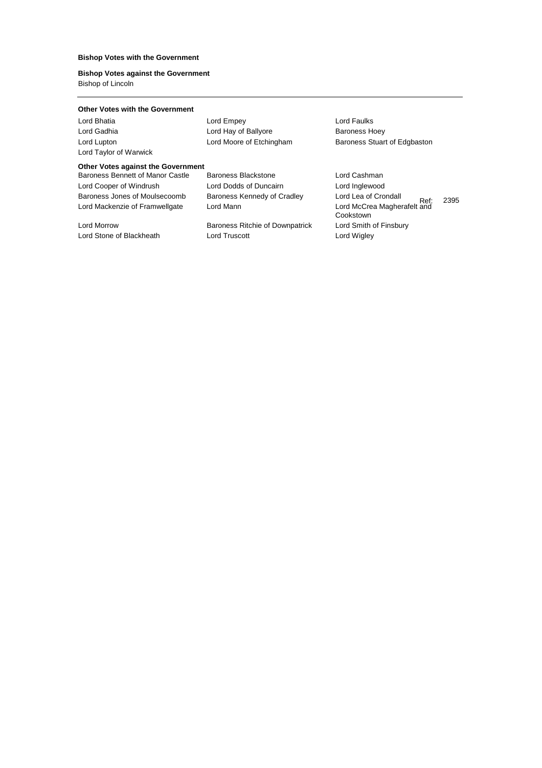**Bishop Votes with the Government**

**Bishop Votes against the Government**

Bishop of Lincoln

---

**Other Votes with the Government**

| | | |
|---|---|---|
| Lord Bhatia | Lord Empey | Lord Faulks |
| Lord Gadhia | Lord Hay of Ballyore | Baroness Hoey |
| Lord Lupton | Lord Moore of Etchingham | Baroness Stuart of Edgbaston |
| Lord Taylor of Warwick | | |

**Other Votes against the Government**

| | | |
|---|---|---|
| Baroness Bennett of Manor Castle | Baroness Blackstone | Lord Cashman |
| Lord Cooper of Windrush | Lord Dodds of Duncairn | Lord Inglewood |
| Baroness Jones of Moulsecoomb | Baroness Kennedy of Cradley | Lord Lea of Crondall |
| Lord Mackenzie of Framwellgate | Lord Mann | Lord McCrea Magherafelt and Cookstown |
| Lord Morrow | Baroness Ritchie of Downpatrick | Lord Smith of Finsbury |
| Lord Stone of Blackheath | Lord Truscott | Lord Wigley |

Ref: 2395